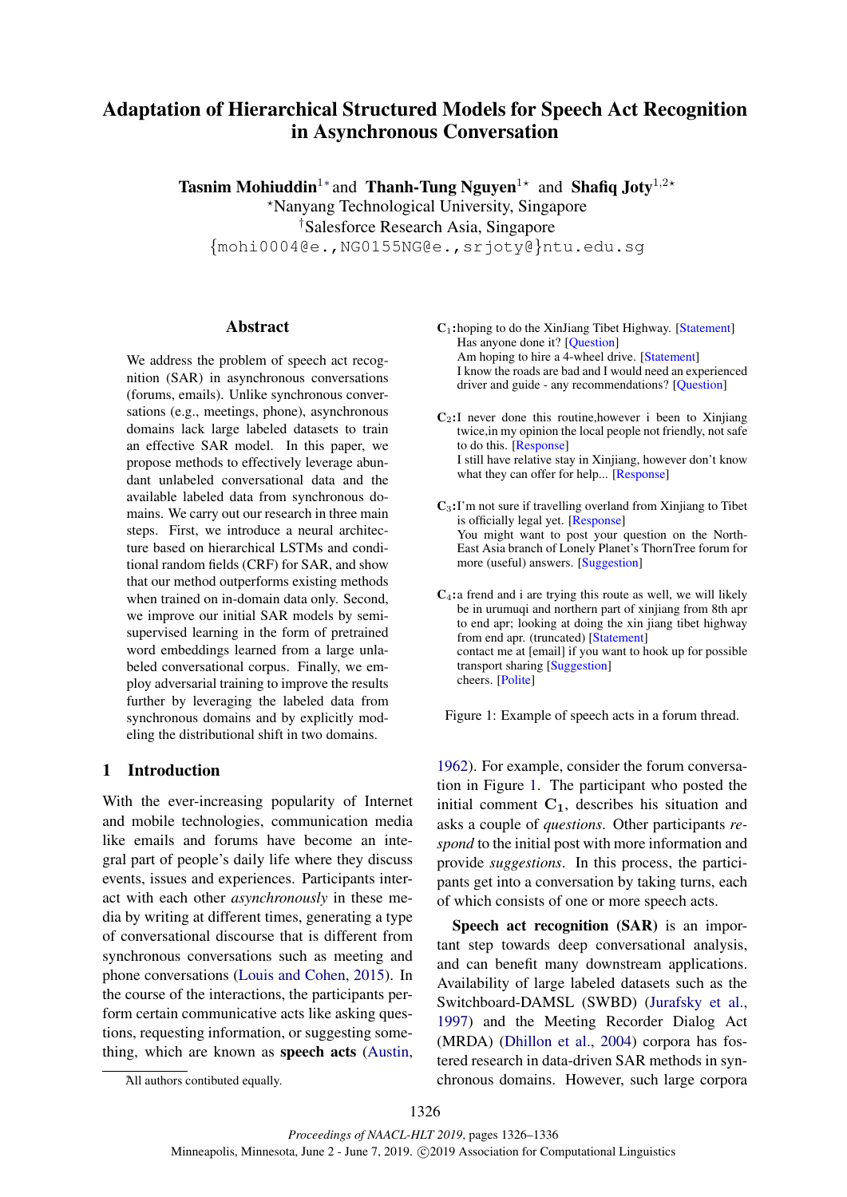# Adaptation of Hierarchical Structured Models for Speech Act Recognition in Asynchronous Conversation

**Tasnim Mohiuddin**[1*] and **Thanh-Tung Nguyen**[1⋆] and **Shafiq Joty**[1,2⋆]

⋆Nanyang Technological University, Singapore

†Salesforce Research Asia, Singapore

{mohi0004@e.,NG0155NG@e.,srjoty@}ntu.edu.sg

## Abstract

We address the problem of speech act recognition (SAR) in asynchronous conversations (forums, emails). Unlike synchronous conversations (e.g., meetings, phone), asynchronous domains lack large labeled datasets to train an effective SAR model. In this paper, we propose methods to effectively leverage abundant unlabeled conversational data and the available labeled data from synchronous domains. We carry out our research in three main steps. First, we introduce a neural architecture based on hierarchical LSTMs and conditional random fields (CRF) for SAR, and show that our method outperforms existing methods when trained on in-domain data only. Second, we improve our initial SAR models by semi-supervised learning in the form of pretrained word embeddings learned from a large unlabeled conversational corpus. Finally, we employ adversarial training to improve the results further by leveraging the labeled data from synchronous domains and by explicitly modeling the distributional shift in two domains.

## 1 Introduction

With the ever-increasing popularity of Internet and mobile technologies, communication media like emails and forums have become an integral part of people's daily life where they discuss events, issues and experiences. Participants interact with each other *asynchronously* in these media by writing at different times, generating a type of conversational discourse that is different from synchronous conversations such as meeting and phone conversations (Louis and Cohen, 2015). In the course of the interactions, the participants perform certain communicative acts like asking questions, requesting information, or suggesting something, which are known as **speech acts** (Austin, 1962). For example, consider the forum conversation in Figure 1. The participant who posted the initial comment $\mathbf{C_1}$, describes his situation and asks a couple of *questions*. Other participants *respond* to the initial post with more information and provide *suggestions*. In this process, the participants get into a conversation by taking turns, each of which consists of one or more speech acts.

> $\mathbf{C_1}$:hoping to do the XinJiang Tibet Highway. [Statement]
> Has anyone done it? [Question]
> Am hoping to hire a 4-wheel drive. [Statement]
> I know the roads are bad and I would need an experienced driver and guide - any recommendations? [Question]
>
> $\mathbf{C_2}$:I never done this routine,however i been to Xinjiang twice,in my opinion the local people not friendly, not safe to do this. [Response]
> I still have relative stay in Xinjiang, however don't know what they can offer for help... [Response]
>
> $\mathbf{C_3}$:I'm not sure if travelling overland from Xinjiang to Tibet is officially legal yet. [Response]
> You might want to post your question on the North-East Asia branch of Lonely Planet's ThornTree forum for more (useful) answers. [Suggestion]
>
> $\mathbf{C_4}$:a frend and i are trying this route as well, we will likely be in urumuqi and northern part of xinjiang from 8th apr to end apr; looking at doing the xin jiang tibet highway from end apr. (truncated) [Statement]
> contact me at [email] if you want to hook up for possible transport sharing [Suggestion]
> cheers. [Polite]

Figure 1: Example of speech acts in a forum thread.

**Speech act recognition (SAR)** is an important step towards deep conversational analysis, and can benefit many downstream applications. Availability of large labeled datasets such as the Switchboard-DAMSL (SWBD) (Jurafsky et al., 1997) and the Meeting Recorder Dialog Act (MRDA) (Dhillon et al., 2004) corpora has fostered research in data-driven SAR methods in synchronous domains. However, such large corpora

*All authors contibuted equally.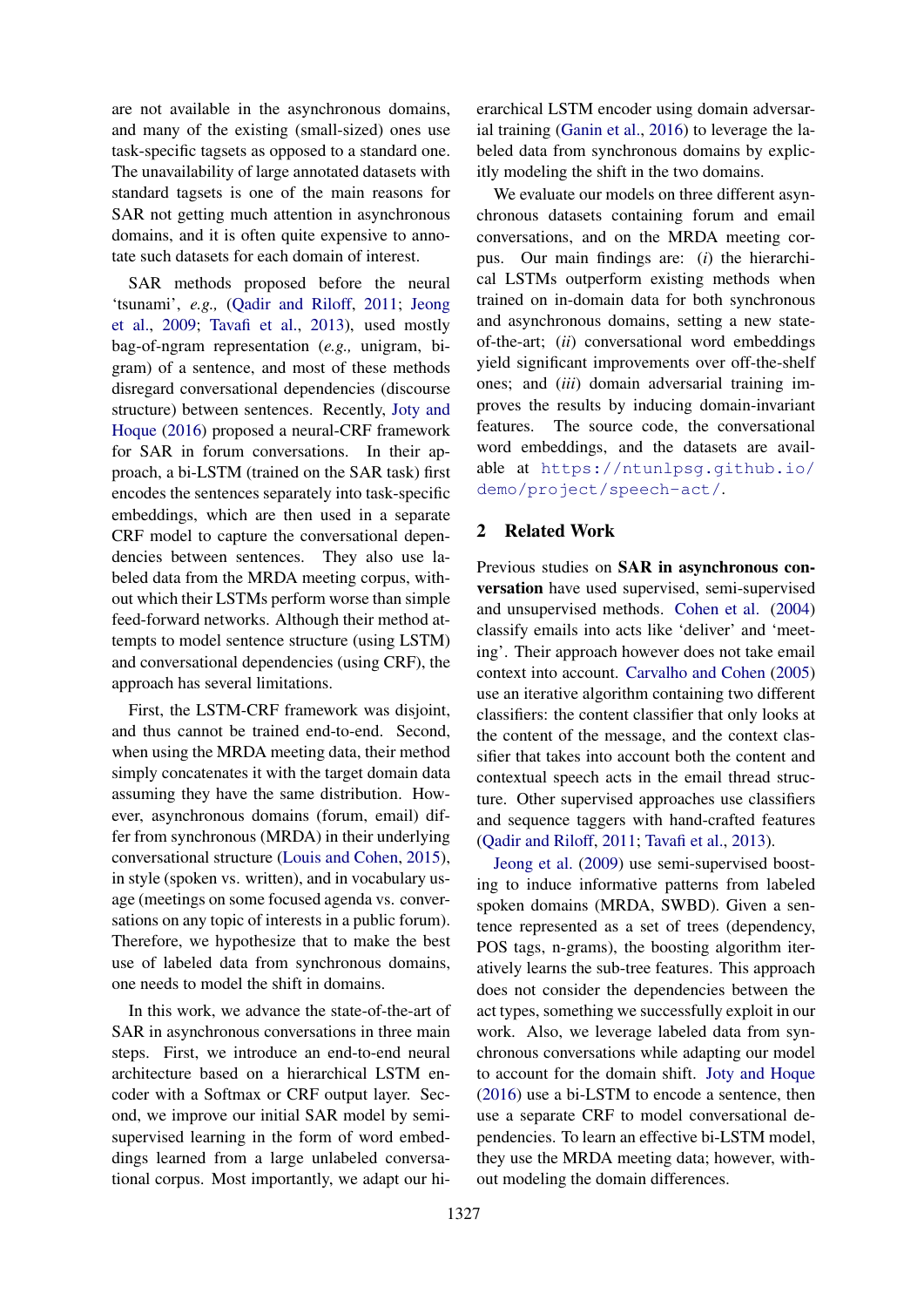are not available in the asynchronous domains, and many of the existing (small-sized) ones use task-specific tagsets as opposed to a standard one. The unavailability of large annotated datasets with standard tagsets is one of the main reasons for SAR not getting much attention in asynchronous domains, and it is often quite expensive to annotate such datasets for each domain of interest.

SAR methods proposed before the neural 'tsunami', *e.g.,* (Qadir and Riloff, 2011; Jeong et al., 2009; Tavafi et al., 2013), used mostly bag-of-ngram representation (*e.g.,* unigram, bigram) of a sentence, and most of these methods disregard conversational dependencies (discourse structure) between sentences. Recently, Joty and Hoque (2016) proposed a neural-CRF framework for SAR in forum conversations. In their approach, a bi-LSTM (trained on the SAR task) first encodes the sentences separately into task-specific embeddings, which are then used in a separate CRF model to capture the conversational dependencies between sentences. They also use labeled data from the MRDA meeting corpus, without which their LSTMs perform worse than simple feed-forward networks. Although their method attempts to model sentence structure (using LSTM) and conversational dependencies (using CRF), the approach has several limitations.

First, the LSTM-CRF framework was disjoint, and thus cannot be trained end-to-end. Second, when using the MRDA meeting data, their method simply concatenates it with the target domain data assuming they have the same distribution. However, asynchronous domains (forum, email) differ from synchronous (MRDA) in their underlying conversational structure (Louis and Cohen, 2015), in style (spoken vs. written), and in vocabulary usage (meetings on some focused agenda vs. conversations on any topic of interests in a public forum). Therefore, we hypothesize that to make the best use of labeled data from synchronous domains, one needs to model the shift in domains.

In this work, we advance the state-of-the-art of SAR in asynchronous conversations in three main steps. First, we introduce an end-to-end neural architecture based on a hierarchical LSTM encoder with a Softmax or CRF output layer. Second, we improve our initial SAR model by semi-supervised learning in the form of word embeddings learned from a large unlabeled conversational corpus. Most importantly, we adapt our hierarchical LSTM encoder using domain adversarial training (Ganin et al., 2016) to leverage the labeled data from synchronous domains by explicitly modeling the shift in the two domains.

We evaluate our models on three different asynchronous datasets containing forum and email conversations, and on the MRDA meeting corpus. Our main findings are: (*i*) the hierarchical LSTMs outperform existing methods when trained on in-domain data for both synchronous and asynchronous domains, setting a new state-of-the-art; (*ii*) conversational word embeddings yield significant improvements over off-the-shelf ones; and (*iii*) domain adversarial training improves the results by inducing domain-invariant features. The source code, the conversational word embeddings, and the datasets are available at `https://ntunlpsg.github.io/demo/project/speech-act/`.

## 2 Related Work

Previous studies on **SAR in asynchronous conversation** have used supervised, semi-supervised and unsupervised methods. Cohen et al. (2004) classify emails into acts like 'deliver' and 'meeting'. Their approach however does not take email context into account. Carvalho and Cohen (2005) use an iterative algorithm containing two different classifiers: the content classifier that only looks at the content of the message, and the context classifier that takes into account both the content and contextual speech acts in the email thread structure. Other supervised approaches use classifiers and sequence taggers with hand-crafted features (Qadir and Riloff, 2011; Tavafi et al., 2013).

Jeong et al. (2009) use semi-supervised boosting to induce informative patterns from labeled spoken domains (MRDA, SWBD). Given a sentence represented as a set of trees (dependency, POS tags, n-grams), the boosting algorithm iteratively learns the sub-tree features. This approach does not consider the dependencies between the act types, something we successfully exploit in our work. Also, we leverage labeled data from synchronous conversations while adapting our model to account for the domain shift. Joty and Hoque (2016) use a bi-LSTM to encode a sentence, then use a separate CRF to model conversational dependencies. To learn an effective bi-LSTM model, they use the MRDA meeting data; however, without modeling the domain differences.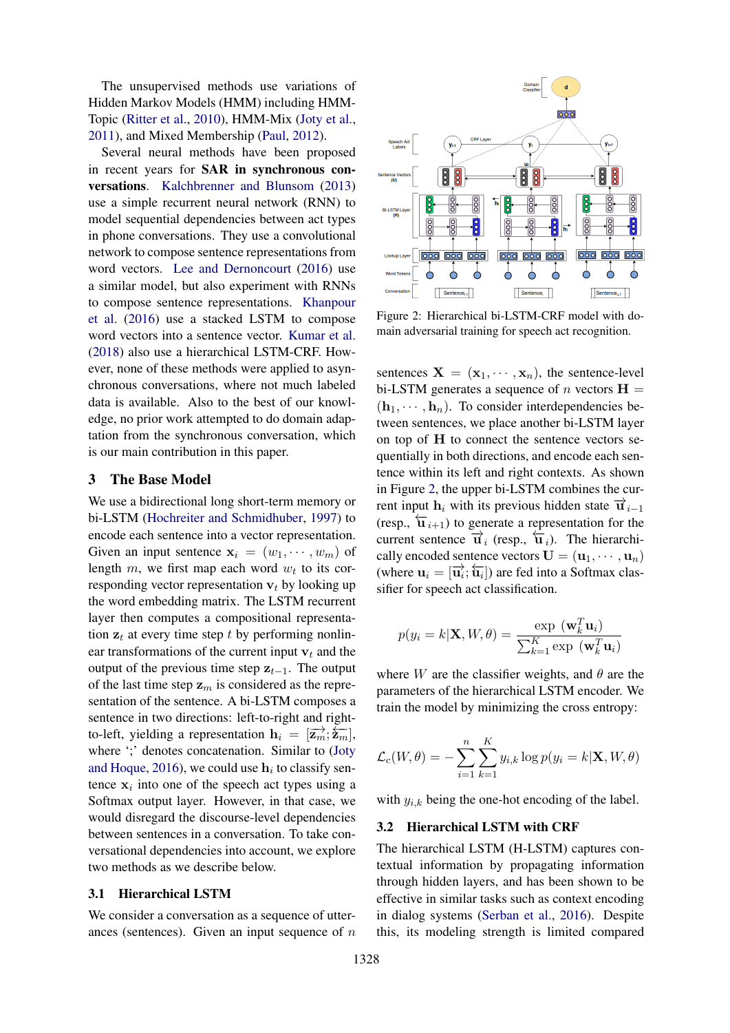The unsupervised methods use variations of Hidden Markov Models (HMM) including HMM-Topic (Ritter et al., 2010), HMM-Mix (Joty et al., 2011), and Mixed Membership (Paul, 2012).

Several neural methods have been proposed in recent years for **SAR in synchronous conversations**. Kalchbrenner and Blunsom (2013) use a simple recurrent neural network (RNN) to model sequential dependencies between act types in phone conversations. They use a convolutional network to compose sentence representations from word vectors. Lee and Dernoncourt (2016) use a similar model, but also experiment with RNNs to compose sentence representations. Khanpour et al. (2016) use a stacked LSTM to compose word vectors into a sentence vector. Kumar et al. (2018) also use a hierarchical LSTM-CRF. However, none of these methods were applied to asynchronous conversations, where not much labeled data is available. Also to the best of our knowledge, no prior work attempted to do domain adaptation from the synchronous conversation, which is our main contribution in this paper.

## 3 The Base Model

We use a bidirectional long short-term memory or bi-LSTM (Hochreiter and Schmidhuber, 1997) to encode each sentence into a vector representation. Given an input sentence $\mathbf{x}_i = (w_1, \cdots, w_m)$ of length $m$, we first map each word $w_t$ to its corresponding vector representation $\mathbf{v}_t$ by looking up the word embedding matrix. The LSTM recurrent layer then computes a compositional representation $\mathbf{z}_t$ at every time step $t$ by performing nonlinear transformations of the current input $\mathbf{v}_t$ and the output of the previous time step $\mathbf{z}_{t-1}$. The output of the last time step $\mathbf{z}_m$ is considered as the representation of the sentence. A bi-LSTM composes a sentence in two directions: left-to-right and right-to-left, yielding a representation $\mathbf{h}_i = [\overrightarrow{\mathbf{z}_m}; \overleftarrow{\mathbf{z}_m}]$, where ';' denotes concatenation. Similar to (Joty and Hoque, 2016), we could use $\mathbf{h}_i$ to classify sentence $\mathbf{x}_i$ into one of the speech act types using a Softmax output layer. However, in that case, we would disregard the discourse-level dependencies between sentences in a conversation. To take conversational dependencies into account, we explore two methods as we describe below.

### 3.1 Hierarchical LSTM

We consider a conversation as a sequence of utterances (sentences). Given an input sequence of $n$ sentences $\mathbf{X} = (\mathbf{x}_1, \cdots, \mathbf{x}_n)$, the sentence-level bi-LSTM generates a sequence of $n$ vectors $\mathbf{H} = (\mathbf{h}_1, \cdots, \mathbf{h}_n)$. To consider interdependencies between sentences, we place another bi-LSTM layer on top of $\mathbf{H}$ to connect the sentence vectors sequentially in both directions, and encode each sentence within its left and right contexts. As shown in Figure 2, the upper bi-LSTM combines the current input $\mathbf{h}_i$ with its previous hidden state $\overrightarrow{\mathbf{u}}_{i-1}$ (resp., $\overleftarrow{\mathbf{u}}_{i+1}$) to generate a representation for the current sentence $\overrightarrow{\mathbf{u}}_i$ (resp., $\overleftarrow{\mathbf{u}}_i$). The hierarchically encoded sentence vectors $\mathbf{U} = (\mathbf{u}_1, \cdots, \mathbf{u}_n)$ (where $\mathbf{u}_i = [\overrightarrow{\mathbf{u}_i}; \overleftarrow{\mathbf{u}_i}]$) are fed into a Softmax classifier for speech act classification.

Figure 2: Hierarchical bi-LSTM-CRF model with domain adversarial training for speech act recognition.

$$p(y_i = k|\mathbf{X}, W, \theta) = \frac{\exp\ (\mathbf{w}_k^T \mathbf{u}_i)}{\sum_{k=1}^{K} \exp\ (\mathbf{w}_k^T \mathbf{u}_i)}$$

where $W$ are the classifier weights, and $\theta$ are the parameters of the hierarchical LSTM encoder. We train the model by minimizing the cross entropy:

$$\mathcal{L}_c(W, \theta) = -\sum_{i=1}^{n} \sum_{k=1}^{K} y_{i,k} \log p(y_i = k|\mathbf{X}, W, \theta)$$

with $y_{i,k}$ being the one-hot encoding of the label.

### 3.2 Hierarchical LSTM with CRF

The hierarchical LSTM (H-LSTM) captures contextual information by propagating information through hidden layers, and has been shown to be effective in similar tasks such as context encoding in dialog systems (Serban et al., 2016). Despite this, its modeling strength is limited compared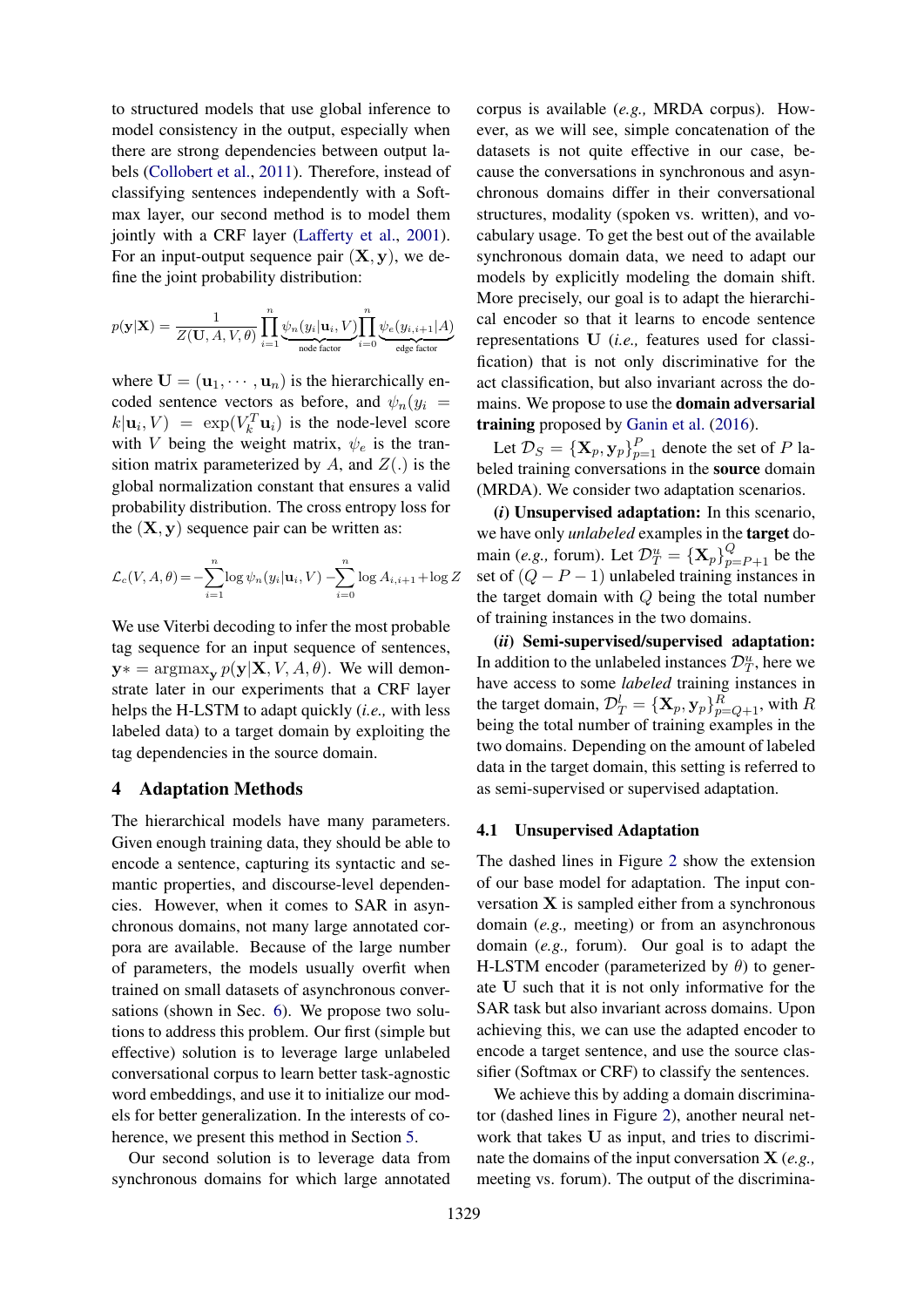to structured models that use global inference to model consistency in the output, especially when there are strong dependencies between output labels (Collobert et al., 2011). Therefore, instead of classifying sentences independently with a Softmax layer, our second method is to model them jointly with a CRF layer (Lafferty et al., 2001). For an input-output sequence pair $(\mathbf{X}, \mathbf{y})$, we define the joint probability distribution:

$$p(\mathbf{y}|\mathbf{X}) = \frac{1}{Z(\mathbf{U}, A, V, \theta)} \prod_{i=1}^{n} \underbrace{\psi_n(y_i|\mathbf{u}_i, V)}_{\text{node factor}} \prod_{i=0}^{n} \underbrace{\psi_e(y_{i,i+1}|A)}_{\text{edge factor}}$$

where $\mathbf{U} = (\mathbf{u}_1, \cdots, \mathbf{u}_n)$ is the hierarchically encoded sentence vectors as before, and $\psi_n(y_i = k|\mathbf{u}_i, V) = \exp(V_k^T \mathbf{u}_i)$ is the node-level score with $V$ being the weight matrix, $\psi_e$ is the transition matrix parameterized by $A$, and $Z(.)$ is the global normalization constant that ensures a valid probability distribution. The cross entropy loss for the $(\mathbf{X}, \mathbf{y})$ sequence pair can be written as:

$$\mathcal{L}_c(V, A, \theta) = -\sum_{i=1}^{n} \log \psi_n(y_i|\mathbf{u}_i, V) - \sum_{i=0}^{n} \log A_{i,i+1} + \log Z$$

We use Viterbi decoding to infer the most probable tag sequence for an input sequence of sentences, $\mathbf{y}* = \text{argmax}_{\mathbf{y}}\, p(\mathbf{y}|\mathbf{X}, V, A, \theta)$. We will demonstrate later in our experiments that a CRF layer helps the H-LSTM to adapt quickly (*i.e.,* with less labeled data) to a target domain by exploiting the tag dependencies in the source domain.

## 4 Adaptation Methods

The hierarchical models have many parameters. Given enough training data, they should be able to encode a sentence, capturing its syntactic and semantic properties, and discourse-level dependencies. However, when it comes to SAR in asynchronous domains, not many large annotated corpora are available. Because of the large number of parameters, the models usually overfit when trained on small datasets of asynchronous conversations (shown in Sec. 6). We propose two solutions to address this problem. Our first (simple but effective) solution is to leverage large unlabeled conversational corpus to learn better task-agnostic word embeddings, and use it to initialize our models for better generalization. In the interests of coherence, we present this method in Section 5.

Our second solution is to leverage data from synchronous domains for which large annotated corpus is available (*e.g.,* MRDA corpus). However, as we will see, simple concatenation of the datasets is not quite effective in our case, because the conversations in synchronous and asynchronous domains differ in their conversational structures, modality (spoken vs. written), and vocabulary usage. To get the best out of the available synchronous domain data, we need to adapt our models by explicitly modeling the domain shift. More precisely, our goal is to adapt the hierarchical encoder so that it learns to encode sentence representations $\mathbf{U}$ (*i.e.,* features used for classification) that is not only discriminative for the act classification, but also invariant across the domains. We propose to use the **domain adversarial training** proposed by Ganin et al. (2016).

Let $\mathcal{D}_S = \{\mathbf{X}_p, \mathbf{y}_p\}_{p=1}^{P}$ denote the set of $P$ labeled training conversations in the **source** domain (MRDA). We consider two adaptation scenarios.

***(i)* Unsupervised adaptation:** In this scenario, we have only *unlabeled* examples in the **target** domain (*e.g.,* forum). Let $\mathcal{D}_T^u = \{\mathbf{X}_p\}_{p=P+1}^{Q}$ be the set of $(Q - P - 1)$ unlabeled training instances in the target domain with $Q$ being the total number of training instances in the two domains.

***(ii)* Semi-supervised/supervised adaptation:** In addition to the unlabeled instances $\mathcal{D}_T^u$, here we have access to some *labeled* training instances in the target domain, $\mathcal{D}_T^l = \{\mathbf{X}_p, \mathbf{y}_p\}_{p=Q+1}^{R}$, with $R$ being the total number of training examples in the two domains. Depending on the amount of labeled data in the target domain, this setting is referred to as semi-supervised or supervised adaptation.

### 4.1 Unsupervised Adaptation

The dashed lines in Figure 2 show the extension of our base model for adaptation. The input conversation $\mathbf{X}$ is sampled either from a synchronous domain (*e.g.,* meeting) or from an asynchronous domain (*e.g.,* forum). Our goal is to adapt the H-LSTM encoder (parameterized by $\theta$) to generate $\mathbf{U}$ such that it is not only informative for the SAR task but also invariant across domains. Upon achieving this, we can use the adapted encoder to encode a target sentence, and use the source classifier (Softmax or CRF) to classify the sentences.

We achieve this by adding a domain discriminator (dashed lines in Figure 2), another neural network that takes $\mathbf{U}$ as input, and tries to discriminate the domains of the input conversation $\mathbf{X}$ (*e.g.,* meeting vs. forum). The output of the discrimina-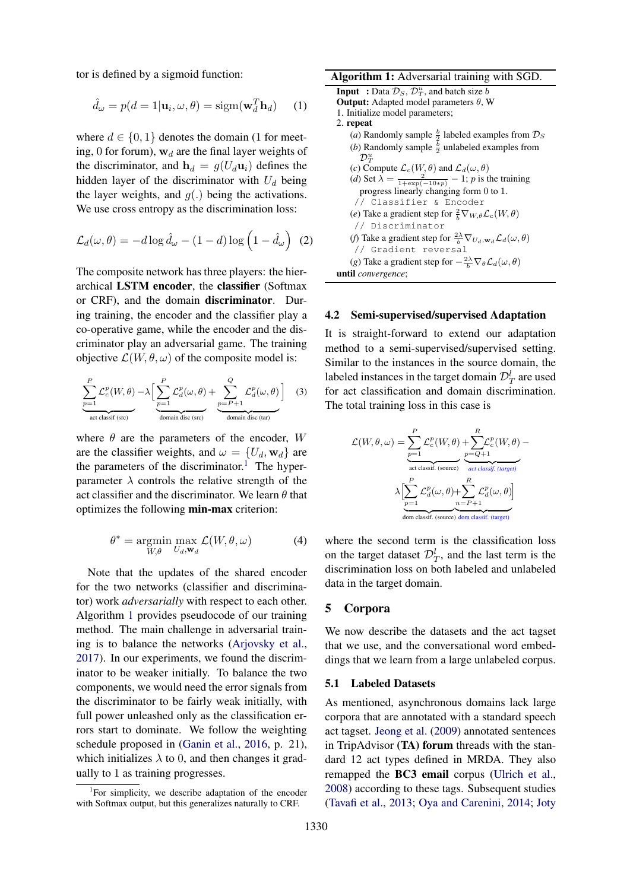tor is defined by a sigmoid function:

$$\hat{d}_\omega = p(d = 1|\mathbf{u}_i, \omega, \theta) = \text{sigm}(\mathbf{w}_d^T \mathbf{h}_d) \quad (1)$$

where $d \in \{0, 1\}$ denotes the domain (1 for meeting, 0 for forum), $\mathbf{w}_d$ are the final layer weights of the discriminator, and $\mathbf{h}_d = g(U_d \mathbf{u}_i)$ defines the hidden layer of the discriminator with $U_d$ being the layer weights, and $g(.)$ being the activations. We use cross entropy as the discrimination loss:

$$\mathcal{L}_d(\omega, \theta) = -d \log \hat{d}_\omega - (1 - d) \log \left(1 - \hat{d}_\omega\right) \quad (2)$$

The composite network has three players: the hierarchical **LSTM encoder**, the **classifier** (Softmax or CRF), and the domain **discriminator**. During training, the encoder and the classifier play a co-operative game, while the encoder and the discriminator play an adversarial game. The training objective $\mathcal{L}(W, \theta, \omega)$ of the composite model is:

$$\underbrace{\sum_{p=1}^{P} \mathcal{L}_c^p(W, \theta)}_{\text{act classif (src)}} - \lambda \Big[ \underbrace{\sum_{p=1}^{P} \mathcal{L}_d^p(\omega, \theta)}_{\text{domain disc (src)}} + \underbrace{\sum_{p=P+1}^{Q} \mathcal{L}_d^p(\omega, \theta)}_{\text{domain disc (tar)}} \Big] \quad (3)$$

where $\theta$ are the parameters of the encoder, $W$ are the classifier weights, and $\omega = \{U_d, \mathbf{w}_d\}$ are the parameters of the discriminator.[1] The hyper-parameter $\lambda$ controls the relative strength of the act classifier and the discriminator. We learn $\theta$ that optimizes the following **min-max** criterion:

$$\theta^* = \underset{W,\theta}{\text{argmin}} \max_{U_d, \mathbf{w}_d} \mathcal{L}(W, \theta, \omega) \quad (4)$$

Note that the updates of the shared encoder for the two networks (classifier and discriminator) work *adversarially* with respect to each other. Algorithm 1 provides pseudocode of our training method. The main challenge in adversarial training is to balance the networks (Arjovsky et al., 2017). In our experiments, we found the discriminator to be weaker initially. To balance the two components, we would need the error signals from the discriminator to be fairly weak initially, with full power unleashed only as the classification errors start to dominate. We follow the weighting schedule proposed in (Ganin et al., 2016, p. 21), which initializes $\lambda$ to 0, and then changes it gradually to 1 as training progresses.

[1] For simplicity, we describe adaptation of the encoder with Softmax output, but this generalizes naturally to CRF.

**Algorithm 1:** Adversarial training with SGD.

**Input** : Data $\mathcal{D}_S$, $\mathcal{D}_T^u$, and batch size $b$
**Output:** Adapted model parameters $\theta$, W
1. Initialize model parameters;
2. **repeat**
   - (*a*) Randomly sample $\frac{b}{2}$ labeled examples from $\mathcal{D}_S$
   - (*b*) Randomly sample $\frac{b}{2}$ unlabeled examples from $\mathcal{D}_T^u$
   - (*c*) Compute $\mathcal{L}_c(W, \theta)$ and $\mathcal{L}_d(\omega, \theta)$
   - (*d*) Set $\lambda = \frac{2}{1+\exp(-10*p)} - 1$; $p$ is the training progress linearly changing form 0 to 1.
   - `// Classifier & Encoder`
   - (*e*) Take a gradient step for $\frac{2}{b}\nabla_{W,\theta}\mathcal{L}_c(W, \theta)$
   - `// Discriminator`
   - (*f*) Take a gradient step for $\frac{2\lambda}{b}\nabla_{U_d, \mathbf{w}_d}\mathcal{L}_d(\omega, \theta)$
   - `// Gradient reversal`
   - (*g*) Take a gradient step for $-\frac{2\lambda}{b}\nabla_{\theta}\mathcal{L}_d(\omega, \theta)$

**until** *convergence*;

### 4.2 Semi-supervised/supervised Adaptation

It is straight-forward to extend our adaptation method to a semi-supervised/supervised setting. Similar to the instances in the source domain, the labeled instances in the target domain $\mathcal{D}_T^l$ are used for act classification and domain discrimination. The total training loss in this case is

$$\mathcal{L}(W, \theta, \omega) = \underbrace{\sum_{p=1}^{P} \mathcal{L}_c^p(W, \theta)}_{\text{act classif. (source)}} + \underbrace{\sum_{p=Q+1}^{R} \mathcal{L}_c^p(W, \theta)}_{\text{act classif. (target)}} - \lambda \Big[ \underbrace{\sum_{p=1}^{P} \mathcal{L}_d^p(\omega, \theta)}_{\text{dom classif. (source)}} + \underbrace{\sum_{n=P+1}^{R} \mathcal{L}_d^p(\omega, \theta)}_{\text{dom classif. (target)}} \Big]$$

where the second term is the classification loss on the target dataset $\mathcal{D}_T^l$, and the last term is the discrimination loss on both labeled and unlabeled data in the target domain.

## 5 Corpora

We now describe the datasets and the act tagset that we use, and the conversational word embeddings that we learn from a large unlabeled corpus.

### 5.1 Labeled Datasets

As mentioned, asynchronous domains lack large corpora that are annotated with a standard speech act tagset. Jeong et al. (2009) annotated sentences in TripAdvisor **(TA) forum** threads with the standard 12 act types defined in MRDA. They also remapped the **BC3 email** corpus (Ulrich et al., 2008) according to these tags. Subsequent studies (Tavafi et al., 2013; Oya and Carenini, 2014; Joty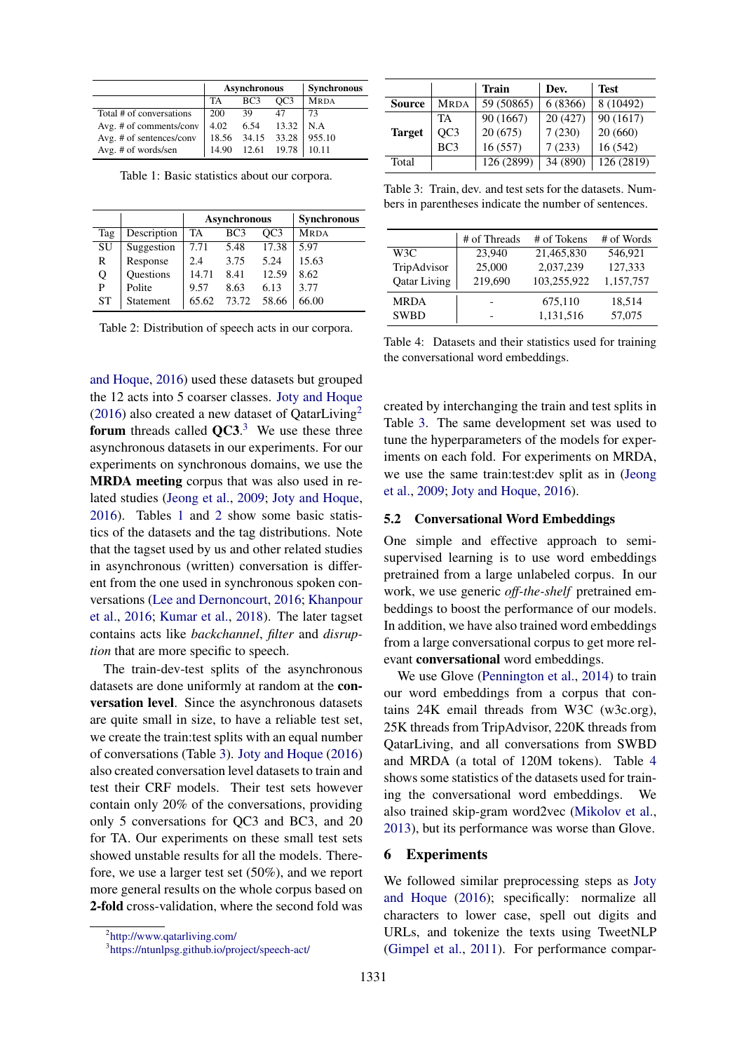| | Asynchronous | | | Synchronous |
|---|---|---|---|---|
| | TA | BC3 | QC3 | MRDA |
| Total # of conversations | 200 | 39 | 47 | 73 |
| Avg. # of comments/conv | 4.02 | 6.54 | 13.32 | N.A |
| Avg. # of sentences/conv | 18.56 | 34.15 | 33.28 | 955.10 |
| Avg. # of words/sen | 14.90 | 12.61 | 19.78 | 10.11 |

Table 1: Basic statistics about our corpora.

| | | Asynchronous | | | Synchronous |
|---|---|---|---|---|---|
| Tag | Description | TA | BC3 | QC3 | MRDA |
| SU | Suggestion | 7.71 | 5.48 | 17.38 | 5.97 |
| R | Response | 2.4 | 3.75 | 5.24 | 15.63 |
| Q | Questions | 14.71 | 8.41 | 12.59 | 8.62 |
| P | Polite | 9.57 | 8.63 | 6.13 | 3.77 |
| ST | Statement | 65.62 | 73.72 | 58.66 | 66.00 |

Table 2: Distribution of speech acts in our corpora.

and Hoque, 2016) used these datasets but grouped the 12 acts into 5 coarser classes. Joty and Hoque (2016) also created a new dataset of QatarLiving[2] **forum** threads called **QC3**.[3] We use these three asynchronous datasets in our experiments. For our experiments on synchronous domains, we use the **MRDA meeting** corpus that was also used in related studies (Jeong et al., 2009; Joty and Hoque, 2016). Tables 1 and 2 show some basic statistics of the datasets and the tag distributions. Note that the tagset used by us and other related studies in asynchronous (written) conversation is different from the one used in synchronous spoken conversations (Lee and Dernoncourt, 2016; Khanpour et al., 2016; Kumar et al., 2018). The later tagset contains acts like *backchannel*, *filter* and *disruption* that are more specific to speech.

The train-dev-test splits of the asynchronous datasets are done uniformly at random at the **conversation level**. Since the asynchronous datasets are quite small in size, to have a reliable test set, we create the train:test splits with an equal number of conversations (Table 3). Joty and Hoque (2016) also created conversation level datasets to train and test their CRF models. Their test sets however contain only 20% of the conversations, providing only 5 conversations for QC3 and BC3, and 20 for TA. Our experiments on these small test sets showed unstable results for all the models. Therefore, we use a larger test set (50%), and we report more general results on the whole corpus based on **2-fold** cross-validation, where the second fold was

[2] http://www.qatarliving.com/

[3] https://ntunlpsg.github.io/project/speech-act/

| | | Train | Dev. | Test |
|---|---|---|---|---|
| Source | MRDA | 59 (50865) | 6 (8366) | 8 (10492) |
| Target | TA | 90 (1667) | 20 (427) | 90 (1617) |
| | QC3 | 20 (675) | 7 (230) | 20 (660) |
| | BC3 | 16 (557) | 7 (233) | 16 (542) |
| Total | | 126 (2899) | 34 (890) | 126 (2819) |

Table 3: Train, dev. and test sets for the datasets. Numbers in parentheses indicate the number of sentences.

| | # of Threads | # of Tokens | # of Words |
|---|---|---|---|
| W3C | 23,940 | 21,465,830 | 546,921 |
| TripAdvisor | 25,000 | 2,037,239 | 127,333 |
| Qatar Living | 219,690 | 103,255,922 | 1,157,757 |
| MRDA | - | 675,110 | 18,514 |
| SWBD | - | 1,131,516 | 57,075 |

Table 4: Datasets and their statistics used for training the conversational word embeddings.

created by interchanging the train and test splits in Table 3. The same development set was used to tune the hyperparameters of the models for experiments on each fold. For experiments on MRDA, we use the same train:test:dev split as in (Jeong et al., 2009; Joty and Hoque, 2016).

### 5.2 Conversational Word Embeddings

One simple and effective approach to semi-supervised learning is to use word embeddings pretrained from a large unlabeled corpus. In our work, we use generic *off-the-shelf* pretrained embeddings to boost the performance of our models. In addition, we have also trained word embeddings from a large conversational corpus to get more relevant **conversational** word embeddings.

We use Glove (Pennington et al., 2014) to train our word embeddings from a corpus that contains 24K email threads from W3C (w3c.org), 25K threads from TripAdvisor, 220K threads from QatarLiving, and all conversations from SWBD and MRDA (a total of 120M tokens). Table 4 shows some statistics of the datasets used for training the conversational word embeddings. We also trained skip-gram word2vec (Mikolov et al., 2013), but its performance was worse than Glove.

## 6 Experiments

We followed similar preprocessing steps as Joty and Hoque (2016); specifically: normalize all characters to lower case, spell out digits and URLs, and tokenize the texts using TweetNLP (Gimpel et al., 2011). For performance compar-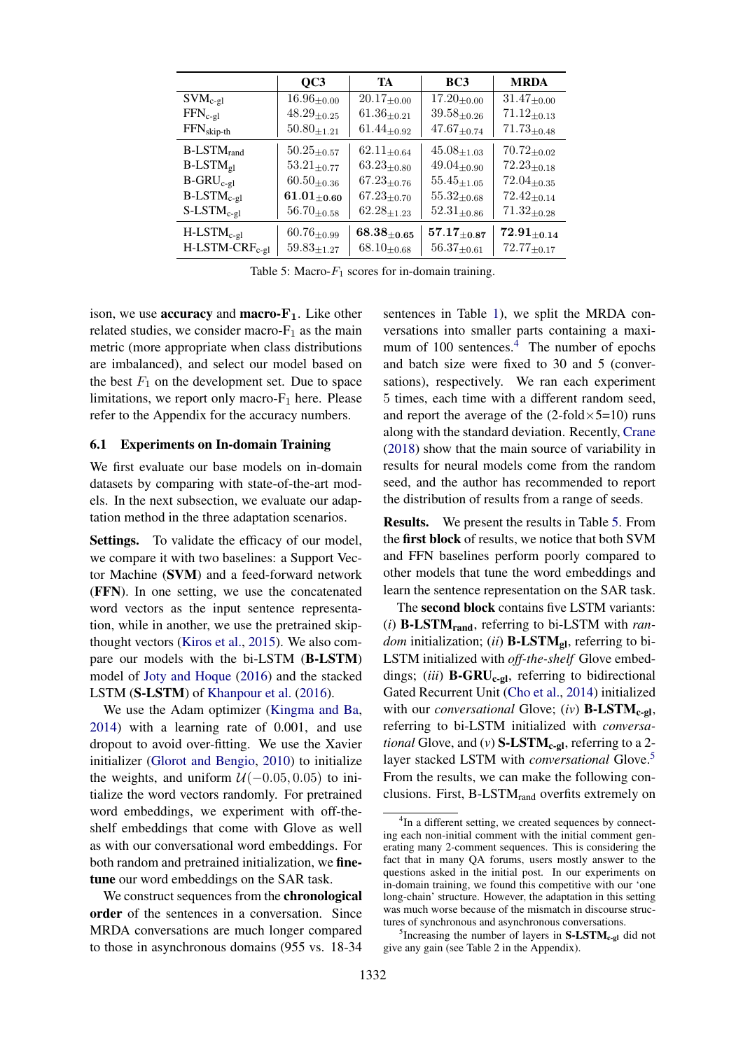| | QC3 | TA | BC3 | MRDA |
|---|---|---|---|---|
| SVM$_{\text{c-gl}}$ | $16.96_{\pm 0.00}$ | $20.17_{\pm 0.00}$ | $17.20_{\pm 0.00}$ | $31.47_{\pm 0.00}$ |
| FFN$_{\text{c-gl}}$ | $48.29_{\pm 0.25}$ | $61.36_{\pm 0.21}$ | $39.58_{\pm 0.26}$ | $71.12_{\pm 0.13}$ |
| FFN$_{\text{skip-th}}$ | $50.80_{\pm 1.21}$ | $61.44_{\pm 0.92}$ | $47.67_{\pm 0.74}$ | $71.73_{\pm 0.48}$ |
| B-LSTM$_{\text{rand}}$ | $50.25_{\pm 0.57}$ | $62.11_{\pm 0.64}$ | $45.08_{\pm 1.03}$ | $70.72_{\pm 0.02}$ |
| B-LSTM$_{\text{gl}}$ | $53.21_{\pm 0.77}$ | $63.23_{\pm 0.80}$ | $49.04_{\pm 0.90}$ | $72.23_{\pm 0.18}$ |
| B-GRU$_{\text{c-gl}}$ | $60.50_{\pm 0.36}$ | $67.23_{\pm 0.76}$ | $55.45_{\pm 1.05}$ | $72.04_{\pm 0.35}$ |
| B-LSTM$_{\text{c-gl}}$ | $\mathbf{61.01_{\pm 0.60}}$ | $67.23_{\pm 0.70}$ | $55.32_{\pm 0.68}$ | $72.42_{\pm 0.14}$ |
| S-LSTM$_{\text{c-gl}}$ | $56.70_{\pm 0.58}$ | $62.28_{\pm 1.23}$ | $52.31_{\pm 0.86}$ | $71.32_{\pm 0.28}$ |
| H-LSTM$_{\text{c-gl}}$ | $60.76_{\pm 0.99}$ | $\mathbf{68.38_{\pm 0.65}}$ | $\mathbf{57.17_{\pm 0.87}}$ | $\mathbf{72.91_{\pm 0.14}}$ |
| H-LSTM-CRF$_{\text{c-gl}}$ | $59.83_{\pm 1.27}$ | $68.10_{\pm 0.68}$ | $56.37_{\pm 0.61}$ | $72.77_{\pm 0.17}$ |

Table 5: Macro-$F_1$ scores for in-domain training.

ison, we use **accuracy** and **macro-F$_1$**. Like other related studies, we consider macro-F$_1$ as the main metric (more appropriate when class distributions are imbalanced), and select our model based on the best $F_1$ on the development set. Due to space limitations, we report only macro-F$_1$ here. Please refer to the Appendix for the accuracy numbers.

### 6.1 Experiments on In-domain Training

We first evaluate our base models on in-domain datasets by comparing with state-of-the-art models. In the next subsection, we evaluate our adaptation method in the three adaptation scenarios.

**Settings.** To validate the efficacy of our model, we compare it with two baselines: a Support Vector Machine (**SVM**) and a feed-forward network (**FFN**). In one setting, we use the concatenated word vectors as the input sentence representation, while in another, we use the pretrained skip-thought vectors (Kiros et al., 2015). We also compare our models with the bi-LSTM (**B-LSTM**) model of Joty and Hoque (2016) and the stacked LSTM (**S-LSTM**) of Khanpour et al. (2016).

We use the Adam optimizer (Kingma and Ba, 2014) with a learning rate of 0.001, and use dropout to avoid over-fitting. We use the Xavier initializer (Glorot and Bengio, 2010) to initialize the weights, and uniform $\mathcal{U}(-0.05, 0.05)$ to initialize the word vectors randomly. For pretrained word embeddings, we experiment with off-the-shelf embeddings that come with Glove as well as with our conversational word embeddings. For both random and pretrained initialization, we **fine-tune** our word embeddings on the SAR task.

We construct sequences from the **chronological order** of the sentences in a conversation. Since MRDA conversations are much longer compared to those in asynchronous domains (955 vs. 18-34 sentences in Table 1), we split the MRDA conversations into smaller parts containing a maximum of 100 sentences.[4] The number of epochs and batch size were fixed to 30 and 5 (conversations), respectively. We ran each experiment 5 times, each time with a different random seed, and report the average of the (2-fold$\times$5=10) runs along with the standard deviation. Recently, Crane (2018) show that the main source of variability in results for neural models come from the random seed, and the author has recommended to report the distribution of results from a range of seeds.

**Results.** We present the results in Table 5. From the **first block** of results, we notice that both SVM and FFN baselines perform poorly compared to other models that tune the word embeddings and learn the sentence representation on the SAR task.

The **second block** contains five LSTM variants: (*i*) **B-LSTM$_{\text{rand}}$**, referring to bi-LSTM with *random* initialization; (*ii*) **B-LSTM$_{\text{gl}}$**, referring to bi-LSTM initialized with *off-the-shelf* Glove embeddings; (*iii*) **B-GRU$_{\text{c-gl}}$**, referring to bidirectional Gated Recurrent Unit (Cho et al., 2014) initialized with our *conversational* Glove; (*iv*) **B-LSTM$_{\text{c-gl}}$**, referring to bi-LSTM initialized with *conversational* Glove, and (*v*) **S-LSTM$_{\text{c-gl}}$**, referring to a 2-layer stacked LSTM with *conversational* Glove.[5] From the results, we can make the following conclusions. First, B-LSTM$_{\text{rand}}$ overfits extremely on

[4] In a different setting, we created sequences by connecting each non-initial comment with the initial comment generating many 2-comment sequences. This is considering the fact that in many QA forums, users mostly answer to the questions asked in the initial post. In our experiments on in-domain training, we found this competitive with our 'one long-chain' structure. However, the adaptation in this setting was much worse because of the mismatch in discourse structures of synchronous and asynchronous conversations.

[5] Increasing the number of layers in **S-LSTM$_{\text{c-gl}}$** did not give any gain (see Table 2 in the Appendix).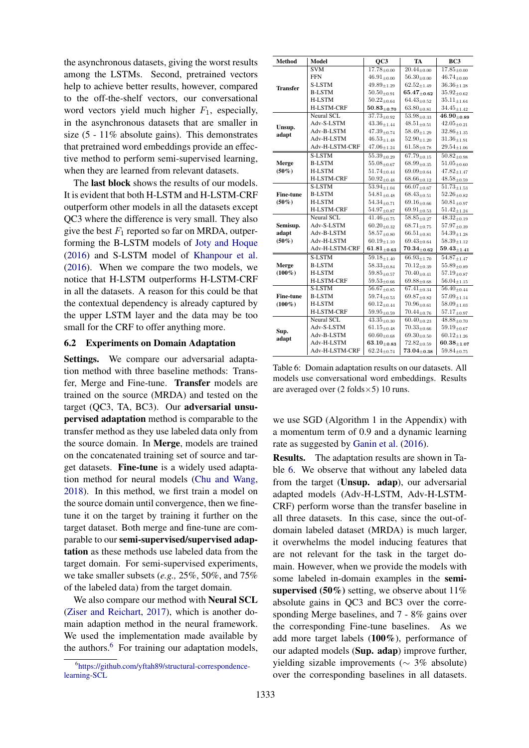the asynchronous datasets, giving the worst results among the LSTMs. Second, pretrained vectors help to achieve better results, however, compared to the off-the-shelf vectors, our conversational word vectors yield much higher $F_1$, especially, in the asynchronous datasets that are smaller in size (5 - 11% absolute gains). This demonstrates that pretrained word embeddings provide an effective method to perform semi-supervised learning, when they are learned from relevant datasets.

The **last block** shows the results of our models. It is evident that both H-LSTM and H-LSTM-CRF outperform other models in all the datasets except QC3 where the difference is very small. They also give the best $F_1$ reported so far on MRDA, outperforming the B-LSTM models of Joty and Hoque (2016) and S-LSTM model of Khanpour et al. (2016). When we compare the two models, we notice that H-LSTM outperforms H-LSTM-CRF in all the datasets. A reason for this could be that the contextual dependency is already captured by the upper LSTM layer and the data may be too small for the CRF to offer anything more.

## 6.2 Experiments on Domain Adaptation

**Settings.** We compare our adversarial adaptation method with three baseline methods: Transfer, Merge and Fine-tune. **Transfer** models are trained on the source (MRDA) and tested on the target (QC3, TA, BC3). Our **adversarial unsupervised adaptation** method is comparable to the transfer method as they use labeled data only from the source domain. In **Merge**, models are trained on the concatenated training set of source and target datasets. **Fine-tune** is a widely used adaptation method for neural models (Chu and Wang, 2018). In this method, we first train a model on the source domain until convergence, then we fine-tune it on the target by training it further on the target dataset. Both merge and fine-tune are comparable to our **semi-supervised/supervised adaptation** as these methods use labeled data from the target domain. For semi-supervised experiments, we take smaller subsets (*e.g.,* 25%, 50%, and 75% of the labeled data) from the target domain.

We also compare our method with **Neural SCL** (Ziser and Reichart, 2017), which is another domain adaption method in the neural framework. We used the implementation made available by the authors.[6] For training our adaptation models, we use SGD (Algorithm 1 in the Appendix) with a momentum term of 0.9 and a dynamic learning rate as suggested by Ganin et al. (2016).

| Method | Model | QC3 | TA | BC3 |
|---|---|---|---|---|
| Transfer | SVM | $17.78_{\pm0.00}$ | $20.44_{\pm0.00}$ | $17.85_{\pm0.00}$ |
| | FFN | $46.91_{\pm0.00}$ | $56.30_{\pm0.00}$ | $46.74_{\pm0.00}$ |
| | S-LSTM | $49.89_{\pm1.29}$ | $62.52_{\pm1.49}$ | $36.36_{\pm1.28}$ |
| | B-LSTM | $50.50_{\pm0.91}$ | $\mathbf{65.47}_{\pm0.62}$ | $35.92_{\pm0.62}$ |
| | H-LSTM | $50.22_{\pm0.64}$ | $64.43_{\pm0.52}$ | $35.11_{\pm1.64}$ |
| | H-LSTM-CRF | $\mathbf{50.83}_{\pm0.70}$ | $63.80_{\pm0.81}$ | $34.45_{\pm1.42}$ |
| Unsup. adapt | Neural SCL | $37.73_{\pm0.92}$ | $53.98_{\pm0.33}$ | $\mathbf{46.90}_{\pm0.89}$ |
| | Adv-S-LSTM | $43.36_{\pm1.44}$ | $48.51_{\pm0.51}$ | $42.05_{\pm0.21}$ |
| | Adv-B-LSTM | $47.39_{\pm0.74}$ | $58.49_{\pm1.29}$ | $32.86_{\pm1.35}$ |
| | Adv-H-LSTM | $46.53_{\pm1.48}$ | $52.90_{\pm1.20}$ | $31.36_{\pm1.91}$ |
| | Adv-H-LSTM-CRF | $47.06_{\pm1.24}$ | $61.58_{\pm0.78}$ | $29.54_{\pm1.06}$ |
| Merge (50%) | S-LSTM | $55.39_{\pm0.29}$ | $67.79_{\pm0.15}$ | $50.82_{\pm0.98}$ |
| | B-LSTM | $55.08_{\pm0.67}$ | $68.99_{\pm0.35}$ | $51.05_{\pm0.60}$ |
| | H-LSTM | $51.74_{\pm0.44}$ | $69.09_{\pm0.64}$ | $47.82_{\pm1.47}$ |
| | H-LSTM-CRF | $50.92_{\pm0.48}$ | $68.66_{\pm0.12}$ | $48.58_{\pm0.59}$ |
| Fine-tune (50%) | S-LSTM | $53.94_{\pm1.04}$ | $66.07_{\pm0.67}$ | $51.73_{\pm1.53}$ |
| | B-LSTM | $54.81_{\pm0.48}$ | $68.43_{\pm0.51}$ | $52.26_{\pm0.82}$ |
| | H-LSTM | $54.34_{\pm0.71}$ | $69.16_{\pm0.66}$ | $50.81_{\pm0.97}$ |
| | H-LSTM-CRF | $54.97_{\pm0.87}$ | $69.91_{\pm0.53}$ | $51.42_{\pm1.24}$ |
| Semisup. adapt (50%) | Neural SCL | $41.46_{\pm0.75}$ | $58.85_{\pm0.27}$ | $48.32_{\pm0.19}$ |
| | Adv-S-LSTM | $60.20_{\pm0.32}$ | $68.71_{\pm0.75}$ | $57.97_{\pm0.39}$ |
| | Adv-B-LSTM | $58.57_{\pm0.80}$ | $66.51_{\pm0.81}$ | $54.39_{\pm1.28}$ |
| | Adv-H-LSTM | $60.19_{\pm1.10}$ | $69.43_{\pm0.64}$ | $58.39_{\pm1.12}$ |
| | Adv-H-LSTM-CRF | $\mathbf{61.81}_{\pm0.63}$ | $\mathbf{70.34}_{\pm0.62}$ | $\mathbf{59.43}_{\pm1.41}$ |
| Merge (100%) | S-LSTM | $59.18_{\pm1.40}$ | $66.93_{\pm1.70}$ | $54.87_{\pm1.47}$ |
| | B-LSTM | $58.33_{\pm0.84}$ | $70.12_{\pm0.39}$ | $55.89_{\pm0.89}$ |
| | H-LSTM | $59.85_{\pm0.57}$ | $70.40_{\pm0.41}$ | $57.19_{\pm0.87}$ |
| | H-LSTM-CRF | $59.53_{\pm0.66}$ | $69.88_{\pm0.68}$ | $56.04_{\pm1.15}$ |
| Fine-tune (100%) | S-LSTM | $56.67_{\pm0.85}$ | $67.41_{\pm0.34}$ | $56.40_{\pm0.44}$ |
| | B-LSTM | $59.74_{\pm0.53}$ | $69.87_{\pm0.82}$ | $57.09_{\pm1.14}$ |
| | H-LSTM | $60.12_{\pm0.44}$ | $70.96_{\pm0.61}$ | $58.09_{\pm1.03}$ |
| | H-LSTM-CRF | $59.95_{\pm0.59}$ | $70.44_{\pm0.76}$ | $57.17_{\pm0.97}$ |
| Sup. adapt | Neural SCL | $43.35_{\pm0.30}$ | $60.40_{\pm0.23}$ | $48.88_{\pm0.70}$ |
| | Adv-S-LSTM | $61.15_{\pm0.48}$ | $70.33_{\pm0.66}$ | $59.19_{\pm0.67}$ |
| | Adv-B-LSTM | $60.60_{\pm0.68}$ | $69.30_{\pm0.50}$ | $60.12_{\pm1.26}$ |
| | Adv-H-LSTM | $\mathbf{63.10}_{\pm0.83}$ | $72.82_{\pm0.59}$ | $\mathbf{60.38}_{\pm1.07}$ |
| | Adv-H-LSTM-CRF | $62.24_{\pm0.74}$ | $\mathbf{73.04}_{\pm0.38}$ | $59.84_{\pm0.75}$ |

Table 6: Domain adaptation results on our datasets. All models use conversational word embeddings. Results are averaged over (2 folds×5) 10 runs.

**Results.** The adaptation results are shown in Table 6. We observe that without any labeled data from the target (**Unsup. adap**), our adversarial adapted models (Adv-H-LSTM, Adv-H-LSTM-CRF) perform worse than the transfer baseline in all three datasets. In this case, since the out-of-domain labeled dataset (MRDA) is much larger, it overwhelms the model inducing features that are not relevant for the task in the target domain. However, when we provide the models with some labeled in-domain examples in the **semi-supervised (50%)** setting, we observe about 11% absolute gains in QC3 and BC3 over the corresponding Merge baselines, and 7 - 8% gains over the corresponding Fine-tune baselines. As we add more target labels (**100%**), performance of our adapted models (**Sup. adap**) improve further, yielding sizable improvements (∼ 3% absolute) over the corresponding baselines in all datasets.

[6] https://github.com/yftah89/structural-correspondence-learning-SCL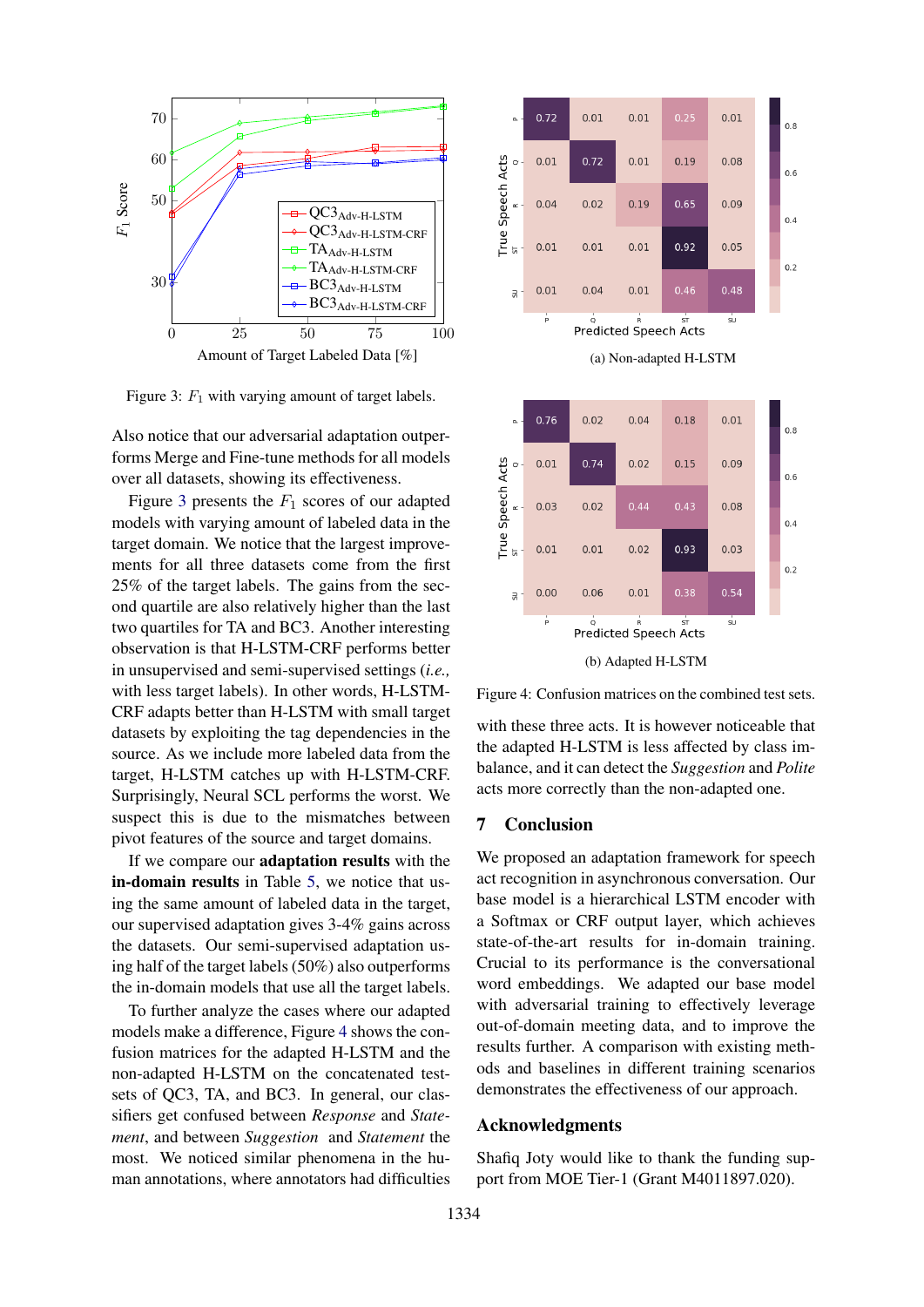Figure 3: $F_1$ with varying amount of target labels.

(a) Non-adapted H-LSTM

(b) Adapted H-LSTM

Figure 4: Confusion matrices on the combined test sets.

Also notice that our adversarial adaptation outperforms Merge and Fine-tune methods for all models over all datasets, showing its effectiveness.

Figure 3 presents the $F_1$ scores of our adapted models with varying amount of labeled data in the target domain. We notice that the largest improvements for all three datasets come from the first 25% of the target labels. The gains from the second quartile are also relatively higher than the last two quartiles for TA and BC3. Another interesting observation is that H-LSTM-CRF performs better in unsupervised and semi-supervised settings (*i.e.,* with less target labels). In other words, H-LSTM-CRF adapts better than H-LSTM with small target datasets by exploiting the tag dependencies in the source. As we include more labeled data from the target, H-LSTM catches up with H-LSTM-CRF. Surprisingly, Neural SCL performs the worst. We suspect this is due to the mismatches between pivot features of the source and target domains.

If we compare our **adaptation results** with the **in-domain results** in Table 5, we notice that using the same amount of labeled data in the target, our supervised adaptation gives 3-4% gains across the datasets. Our semi-supervised adaptation using half of the target labels (50%) also outperforms the in-domain models that use all the target labels.

To further analyze the cases where our adapted models make a difference, Figure 4 shows the confusion matrices for the adapted H-LSTM and the non-adapted H-LSTM on the concatenated testsets of QC3, TA, and BC3. In general, our classifiers get confused between *Response* and *Statement*, and between *Suggestion* and *Statement* the most. We noticed similar phenomena in the human annotations, where annotators had difficulties with these three acts. It is however noticeable that the adapted H-LSTM is less affected by class imbalance, and it can detect the *Suggestion* and *Polite* acts more correctly than the non-adapted one.

## 7 Conclusion

We proposed an adaptation framework for speech act recognition in asynchronous conversation. Our base model is a hierarchical LSTM encoder with a Softmax or CRF output layer, which achieves state-of-the-art results for in-domain training. Crucial to its performance is the conversational word embeddings. We adapted our base model with adversarial training to effectively leverage out-of-domain meeting data, and to improve the results further. A comparison with existing methods and baselines in different training scenarios demonstrates the effectiveness of our approach.

## Acknowledgments

Shafiq Joty would like to thank the funding support from MOE Tier-1 (Grant M4011897.020).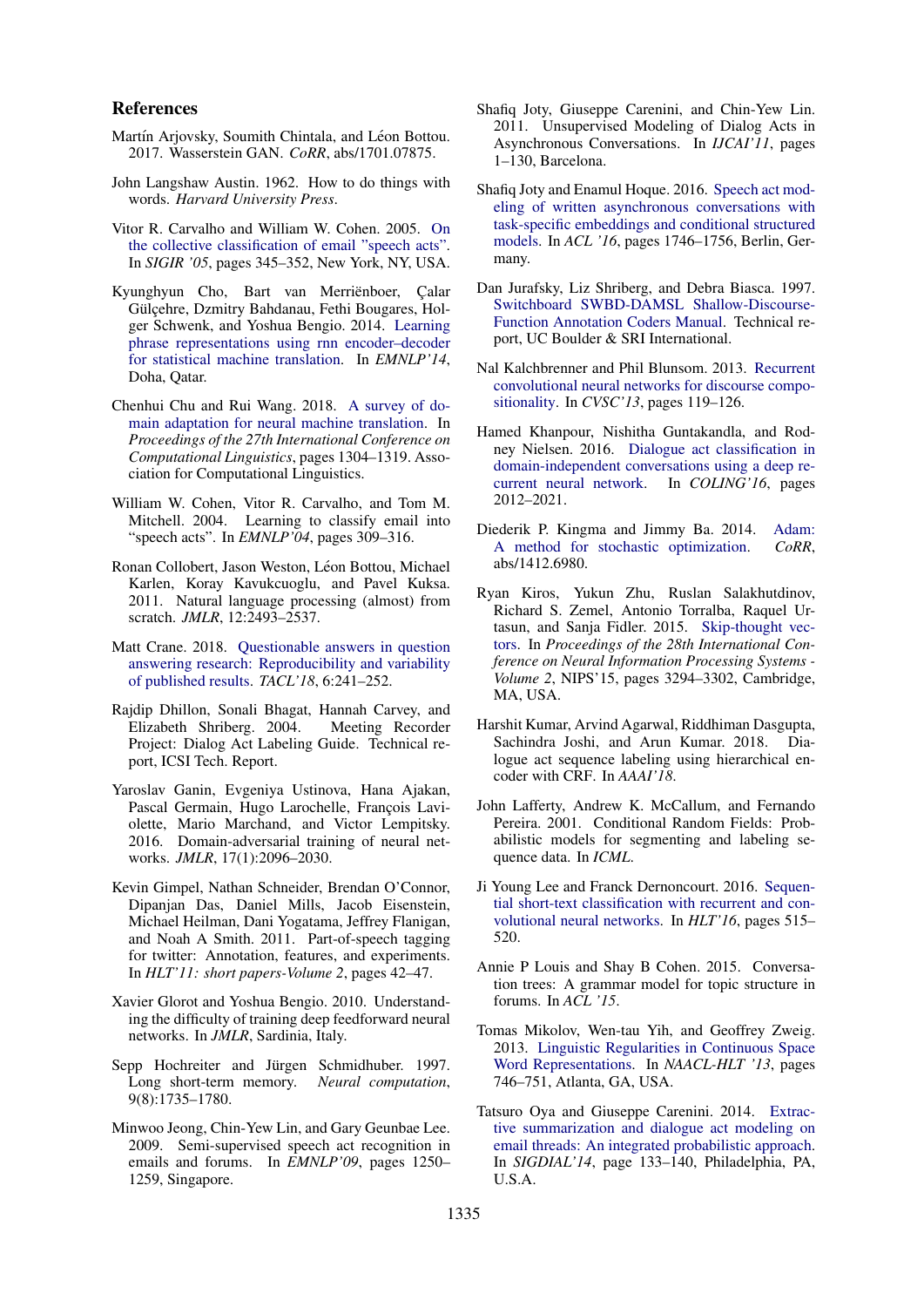## References

Martín Arjovsky, Soumith Chintala, and Léon Bottou. 2017. Wasserstein GAN. *CoRR*, abs/1701.07875.

John Langshaw Austin. 1962. How to do things with words. *Harvard University Press*.

Vitor R. Carvalho and William W. Cohen. 2005. On the collective classification of email "speech acts". In *SIGIR '05*, pages 345–352, New York, NY, USA.

Kyunghyun Cho, Bart van Merriënboer, Çalar Gülçehre, Dzmitry Bahdanau, Fethi Bougares, Holger Schwenk, and Yoshua Bengio. 2014. Learning phrase representations using rnn encoder–decoder for statistical machine translation. In *EMNLP'14*, Doha, Qatar.

Chenhui Chu and Rui Wang. 2018. A survey of domain adaptation for neural machine translation. In *Proceedings of the 27th International Conference on Computational Linguistics*, pages 1304–1319. Association for Computational Linguistics.

William W. Cohen, Vitor R. Carvalho, and Tom M. Mitchell. 2004. Learning to classify email into "speech acts". In *EMNLP'04*, pages 309–316.

Ronan Collobert, Jason Weston, Léon Bottou, Michael Karlen, Koray Kavukcuoglu, and Pavel Kuksa. 2011. Natural language processing (almost) from scratch. *JMLR*, 12:2493–2537.

Matt Crane. 2018. Questionable answers in question answering research: Reproducibility and variability of published results. *TACL'18*, 6:241–252.

Rajdip Dhillon, Sonali Bhagat, Hannah Carvey, and Elizabeth Shriberg. 2004. Meeting Recorder Project: Dialog Act Labeling Guide. Technical report, ICSI Tech. Report.

Yaroslav Ganin, Evgeniya Ustinova, Hana Ajakan, Pascal Germain, Hugo Larochelle, François Laviolette, Mario Marchand, and Victor Lempitsky. 2016. Domain-adversarial training of neural networks. *JMLR*, 17(1):2096–2030.

Kevin Gimpel, Nathan Schneider, Brendan O'Connor, Dipanjan Das, Daniel Mills, Jacob Eisenstein, Michael Heilman, Dani Yogatama, Jeffrey Flanigan, and Noah A Smith. 2011. Part-of-speech tagging for twitter: Annotation, features, and experiments. In *HLT'11: short papers-Volume 2*, pages 42–47.

Xavier Glorot and Yoshua Bengio. 2010. Understanding the difficulty of training deep feedforward neural networks. In *JMLR*, Sardinia, Italy.

Sepp Hochreiter and Jürgen Schmidhuber. 1997. Long short-term memory. *Neural computation*, 9(8):1735–1780.

Minwoo Jeong, Chin-Yew Lin, and Gary Geunbae Lee. 2009. Semi-supervised speech act recognition in emails and forums. In *EMNLP'09*, pages 1250–1259, Singapore.

Shafiq Joty, Giuseppe Carenini, and Chin-Yew Lin. 2011. Unsupervised Modeling of Dialog Acts in Asynchronous Conversations. In *IJCAI'11*, pages 1–130, Barcelona.

Shafiq Joty and Enamul Hoque. 2016. Speech act modeling of written asynchronous conversations with task-specific embeddings and conditional structured models. In *ACL '16*, pages 1746–1756, Berlin, Germany.

Dan Jurafsky, Liz Shriberg, and Debra Biasca. 1997. Switchboard SWBD-DAMSL Shallow-Discourse-Function Annotation Coders Manual. Technical report, UC Boulder & SRI International.

Nal Kalchbrenner and Phil Blunsom. 2013. Recurrent convolutional neural networks for discourse compositionality. In *CVSC'13*, pages 119–126.

Hamed Khanpour, Nishitha Guntakandla, and Rodney Nielsen. 2016. Dialogue act classification in domain-independent conversations using a deep recurrent neural network. In *COLING'16*, pages 2012–2021.

Diederik P. Kingma and Jimmy Ba. 2014. Adam: A method for stochastic optimization. *CoRR*, abs/1412.6980.

Ryan Kiros, Yukun Zhu, Ruslan Salakhutdinov, Richard S. Zemel, Antonio Torralba, Raquel Urtasun, and Sanja Fidler. 2015. Skip-thought vectors. In *Proceedings of the 28th International Conference on Neural Information Processing Systems - Volume 2*, NIPS'15, pages 3294–3302, Cambridge, MA, USA.

Harshit Kumar, Arvind Agarwal, Riddhiman Dasgupta, Sachindra Joshi, and Arun Kumar. 2018. Dialogue act sequence labeling using hierarchical encoder with CRF. In *AAAI'18*.

John Lafferty, Andrew K. McCallum, and Fernando Pereira. 2001. Conditional Random Fields: Probabilistic models for segmenting and labeling sequence data. In *ICML*.

Ji Young Lee and Franck Dernoncourt. 2016. Sequential short-text classification with recurrent and convolutional neural networks. In *HLT'16*, pages 515–520.

Annie P Louis and Shay B Cohen. 2015. Conversation trees: A grammar model for topic structure in forums. In *ACL '15*.

Tomas Mikolov, Wen-tau Yih, and Geoffrey Zweig. 2013. Linguistic Regularities in Continuous Space Word Representations. In *NAACL-HLT '13*, pages 746–751, Atlanta, GA, USA.

Tatsuro Oya and Giuseppe Carenini. 2014. Extractive summarization and dialogue act modeling on email threads: An integrated probabilistic approach. In *SIGDIAL'14*, page 133–140, Philadelphia, PA, U.S.A.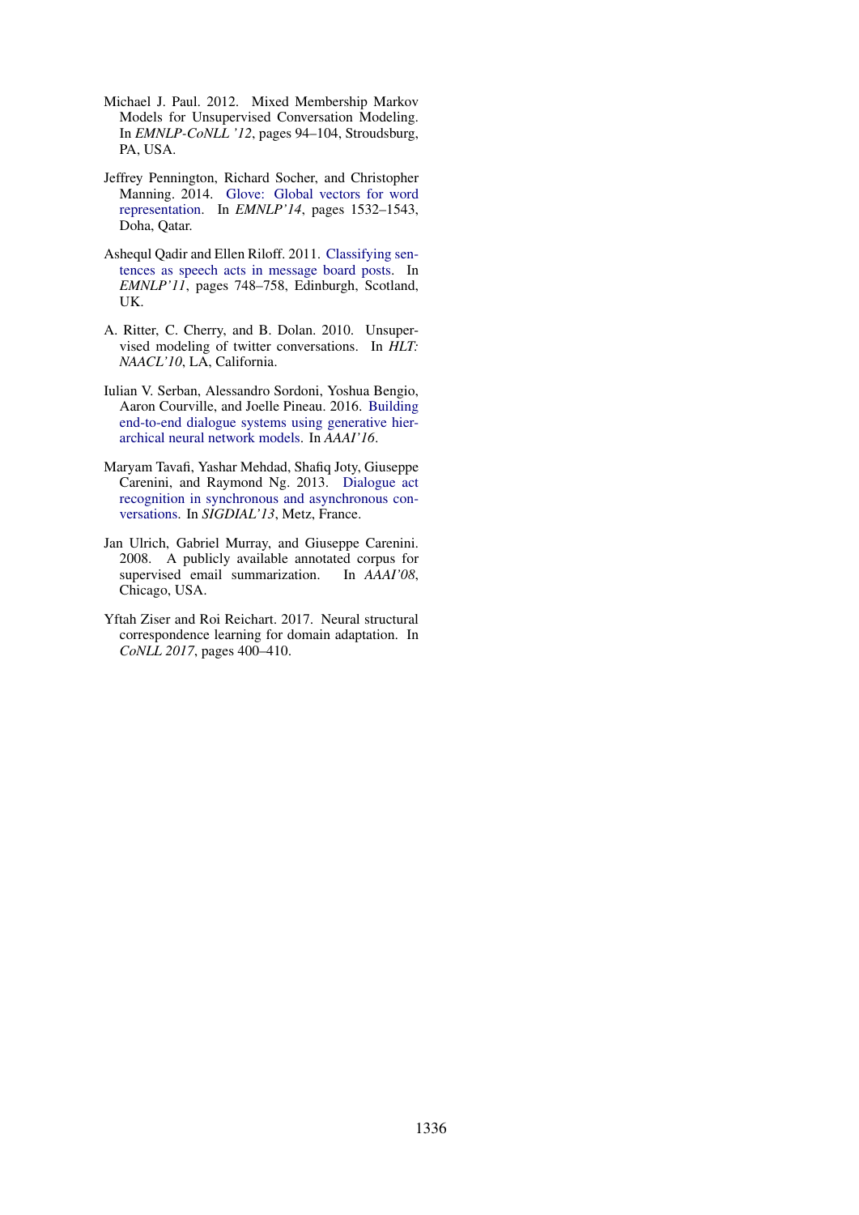Michael J. Paul. 2012. Mixed Membership Markov Models for Unsupervised Conversation Modeling. In *EMNLP-CoNLL '12*, pages 94–104, Stroudsburg, PA, USA.

Jeffrey Pennington, Richard Socher, and Christopher Manning. 2014. Glove: Global vectors for word representation. In *EMNLP'14*, pages 1532–1543, Doha, Qatar.

Ashequl Qadir and Ellen Riloff. 2011. Classifying sentences as speech acts in message board posts. In *EMNLP'11*, pages 748–758, Edinburgh, Scotland, UK.

A. Ritter, C. Cherry, and B. Dolan. 2010. Unsupervised modeling of twitter conversations. In *HLT: NAACL'10*, LA, California.

Iulian V. Serban, Alessandro Sordoni, Yoshua Bengio, Aaron Courville, and Joelle Pineau. 2016. Building end-to-end dialogue systems using generative hierarchical neural network models. In *AAAI'16*.

Maryam Tavafi, Yashar Mehdad, Shafiq Joty, Giuseppe Carenini, and Raymond Ng. 2013. Dialogue act recognition in synchronous and asynchronous conversations. In *SIGDIAL'13*, Metz, France.

Jan Ulrich, Gabriel Murray, and Giuseppe Carenini. 2008. A publicly available annotated corpus for supervised email summarization. In *AAAI'08*, Chicago, USA.

Yftah Ziser and Roi Reichart. 2017. Neural structural correspondence learning for domain adaptation. In *CoNLL 2017*, pages 400–410.